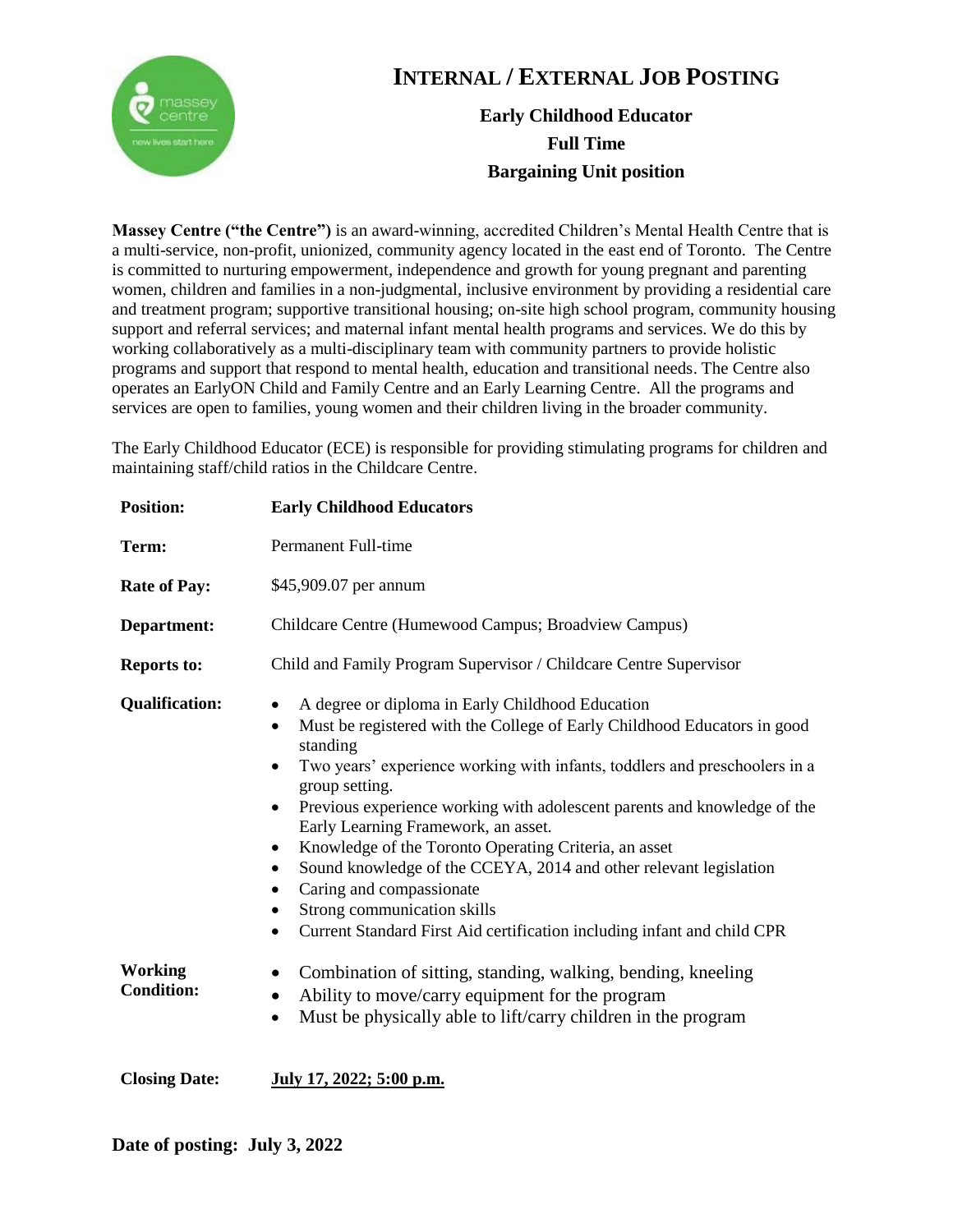# INTERNAL / EXTERNAL JOB POSTING

**Early Childhood Educator**
**Full Time**
**Bargaining Unit position**

**Massey Centre ("the Centre")** is an award-winning, accredited Children's Mental Health Centre that is a multi-service, non-profit, unionized, community agency located in the east end of Toronto. The Centre is committed to nurturing empowerment, independence and growth for young pregnant and parenting women, children and families in a non-judgmental, inclusive environment by providing a residential care and treatment program; supportive transitional housing; on-site high school program, community housing support and referral services; and maternal infant mental health programs and services. We do this by working collaboratively as a multi-disciplinary team with community partners to provide holistic programs and support that respond to mental health, education and transitional needs. The Centre also operates an EarlyON Child and Family Centre and an Early Learning Centre. All the programs and services are open to families, young women and their children living in the broader community.

The Early Childhood Educator (ECE) is responsible for providing stimulating programs for children and maintaining staff/child ratios in the Childcare Centre.

**Position:** **Early Childhood Educators**

**Term:** Permanent Full-time

**Rate of Pay:** $45,909.07 per annum

**Department:** Childcare Centre (Humewood Campus; Broadview Campus)

**Reports to:** Child and Family Program Supervisor / Childcare Centre Supervisor

**Qualification:**

- A degree or diploma in Early Childhood Education
- Must be registered with the College of Early Childhood Educators in good standing
- Two years' experience working with infants, toddlers and preschoolers in a group setting.
- Previous experience working with adolescent parents and knowledge of the Early Learning Framework, an asset.
- Knowledge of the Toronto Operating Criteria, an asset
- Sound knowledge of the CCEYA, 2014 and other relevant legislation
- Caring and compassionate
- Strong communication skills
- Current Standard First Aid certification including infant and child CPR

**Working Condition:**

- Combination of sitting, standing, walking, bending, kneeling
- Ability to move/carry equipment for the program
- Must be physically able to lift/carry children in the program

**Closing Date:** **July 17, 2022; 5:00 p.m.**

**Date of posting: July 3, 2022**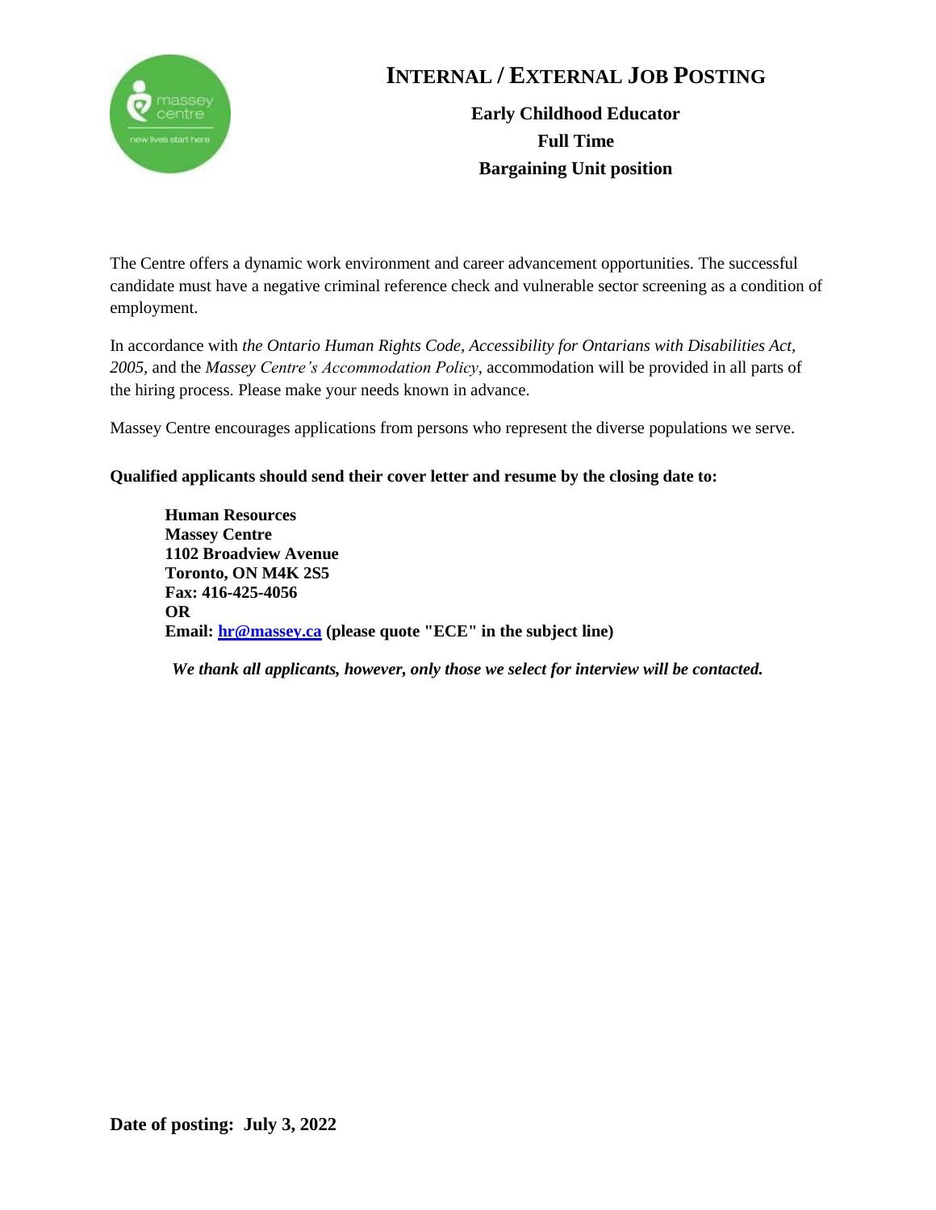# INTERNAL / EXTERNAL JOB POSTING

**Early Childhood Educator**

**Full Time**

**Bargaining Unit position**

The Centre offers a dynamic work environment and career advancement opportunities. The successful candidate must have a negative criminal reference check and vulnerable sector screening as a condition of employment.

In accordance with *the Ontario Human Rights Code*, *Accessibility for Ontarians with Disabilities Act, 2005*, and the *Massey Centre's Accommodation Policy*, accommodation will be provided in all parts of the hiring process. Please make your needs known in advance.

Massey Centre encourages applications from persons who represent the diverse populations we serve.

**Qualified applicants should send their cover letter and resume by the closing date to:**

**Human Resources**
**Massey Centre**
**1102 Broadview Avenue**
**Toronto, ON M4K 2S5**
**Fax: 416-425-4056**
**OR**
**Email: hr@massey.ca (please quote "ECE" in the subject line)**

***We thank all applicants, however, only those we select for interview will be contacted.***

**Date of posting: July 3, 2022**